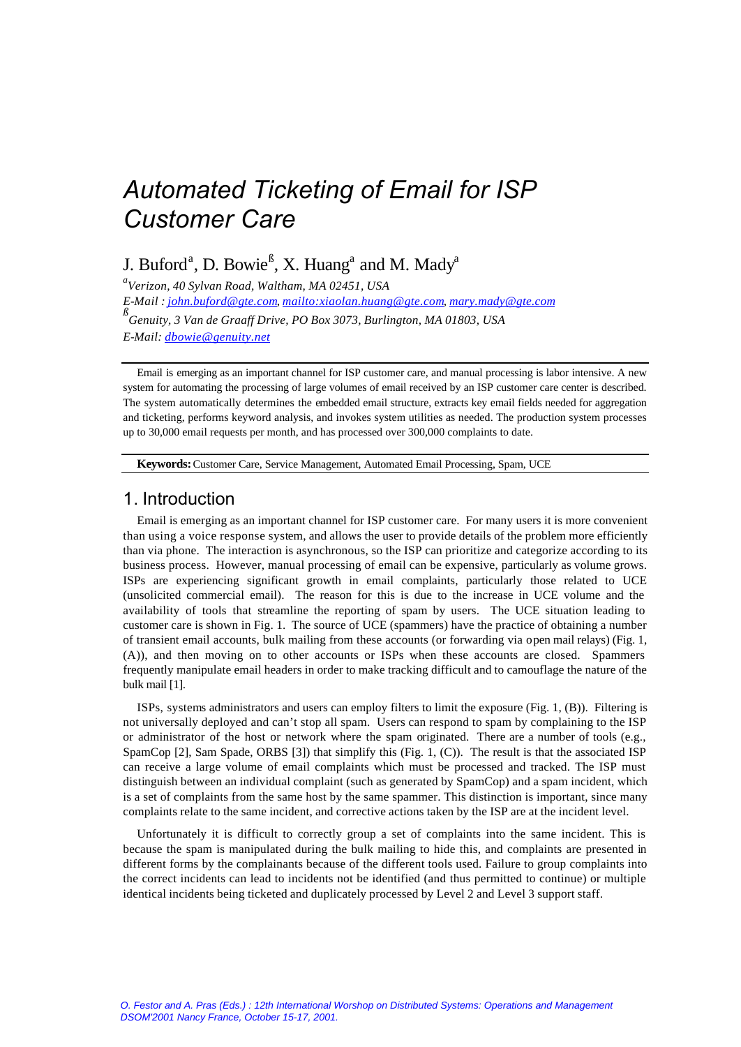# Automated Ticketing of Email for ISP Customer Care

J. Buford[a], D. Bowie[ß], X. Huang[a] and M. Mady[a]

*[a]Verizon, 40 Sylvan Road, Waltham, MA 02451, USA*
*E-Mail : john.buford@gte.com, mailto:xiaolan.huang@gte.com, mary.mady@gte.com*
*[ß]Genuity, 3 Van de Graaff Drive, PO Box 3073, Burlington, MA 01803, USA*
*E-Mail: dbowie@genuity.net*

Email is emerging as an important channel for ISP customer care, and manual processing is labor intensive. A new system for automating the processing of large volumes of email received by an ISP customer care center is described. The system automatically determines the embedded email structure, extracts key email fields needed for aggregation and ticketing, performs keyword analysis, and invokes system utilities as needed. The production system processes up to 30,000 email requests per month, and has processed over 300,000 complaints to date.

**Keywords:** Customer Care, Service Management, Automated Email Processing, Spam, UCE

## 1. Introduction

Email is emerging as an important channel for ISP customer care. For many users it is more convenient than using a voice response system, and allows the user to provide details of the problem more efficiently than via phone. The interaction is asynchronous, so the ISP can prioritize and categorize according to its business process. However, manual processing of email can be expensive, particularly as volume grows. ISPs are experiencing significant growth in email complaints, particularly those related to UCE (unsolicited commercial email). The reason for this is due to the increase in UCE volume and the availability of tools that streamline the reporting of spam by users. The UCE situation leading to customer care is shown in Fig. 1. The source of UCE (spammers) have the practice of obtaining a number of transient email accounts, bulk mailing from these accounts (or forwarding via open mail relays) (Fig. 1, (A)), and then moving on to other accounts or ISPs when these accounts are closed. Spammers frequently manipulate email headers in order to make tracking difficult and to camouflage the nature of the bulk mail [1].

ISPs, systems administrators and users can employ filters to limit the exposure (Fig. 1, (B)). Filtering is not universally deployed and can't stop all spam. Users can respond to spam by complaining to the ISP or administrator of the host or network where the spam originated. There are a number of tools (e.g., SpamCop [2], Sam Spade, ORBS [3]) that simplify this (Fig. 1, (C)). The result is that the associated ISP can receive a large volume of email complaints which must be processed and tracked. The ISP must distinguish between an individual complaint (such as generated by SpamCop) and a spam incident, which is a set of complaints from the same host by the same spammer. This distinction is important, since many complaints relate to the same incident, and corrective actions taken by the ISP are at the incident level.

Unfortunately it is difficult to correctly group a set of complaints into the same incident. This is because the spam is manipulated during the bulk mailing to hide this, and complaints are presented in different forms by the complainants because of the different tools used. Failure to group complaints into the correct incidents can lead to incidents not be identified (and thus permitted to continue) or multiple identical incidents being ticketed and duplicately processed by Level 2 and Level 3 support staff.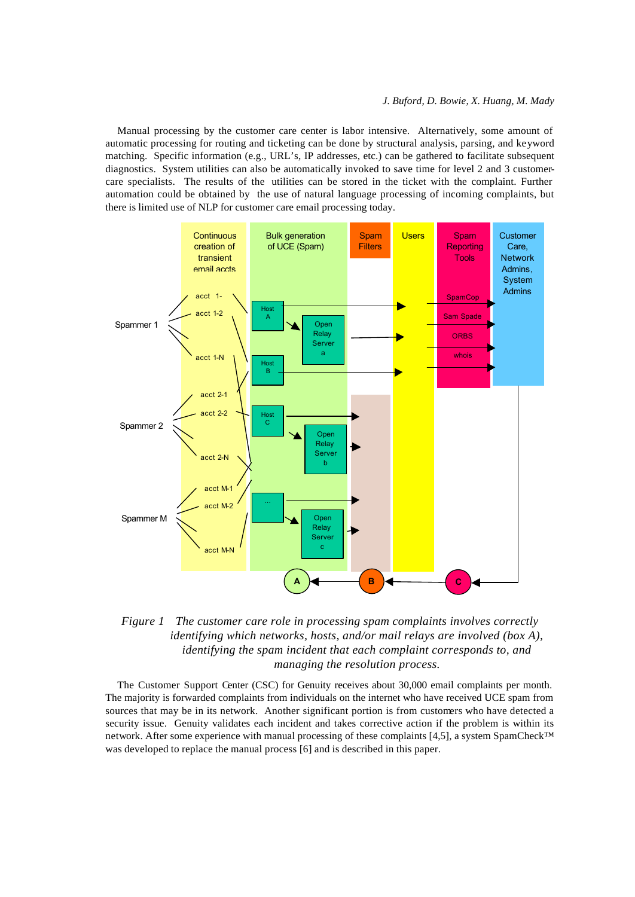Manual processing by the customer care center is labor intensive. Alternatively, some amount of automatic processing for routing and ticketing can be done by structural analysis, parsing, and keyword matching. Specific information (e.g., URL's, IP addresses, etc.) can be gathered to facilitate subsequent diagnostics. System utilities can also be automatically invoked to save time for level 2 and 3 customer-care specialists. The results of the utilities can be stored in the ticket with the complaint. Further automation could be obtained by the use of natural language processing of incoming complaints, but there is limited use of NLP for customer care email processing today.

*Figure 1 The customer care role in processing spam complaints involves correctly identifying which networks, hosts, and/or mail relays are involved (box A), identifying the spam incident that each complaint corresponds to, and managing the resolution process.*

The Customer Support Center (CSC) for Genuity receives about 30,000 email complaints per month. The majority is forwarded complaints from individuals on the internet who have received UCE spam from sources that may be in its network. Another significant portion is from customers who have detected a security issue. Genuity validates each incident and takes corrective action if the problem is within its network. After some experience with manual processing of these complaints [4,5], a system SpamCheck™ was developed to replace the manual process [6] and is described in this paper.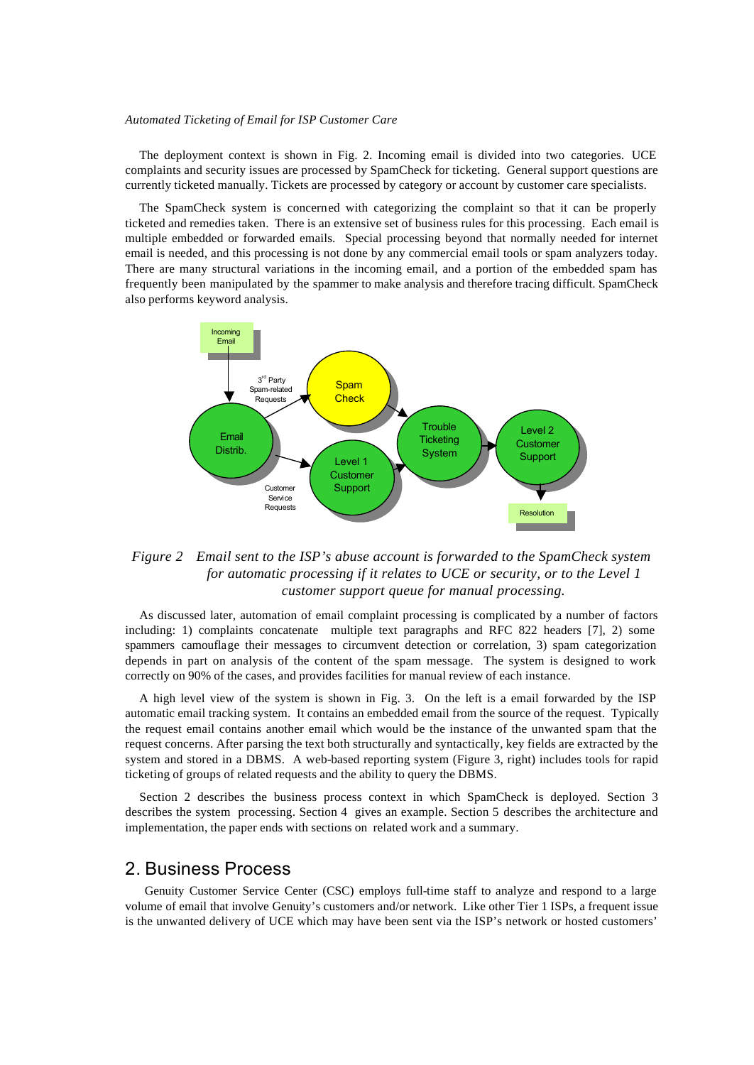The deployment context is shown in Fig. 2. Incoming email is divided into two categories. UCE complaints and security issues are processed by SpamCheck for ticketing. General support questions are currently ticketed manually. Tickets are processed by category or account by customer care specialists.

The SpamCheck system is concerned with categorizing the complaint so that it can be properly ticketed and remedies taken. There is an extensive set of business rules for this processing. Each email is multiple embedded or forwarded emails. Special processing beyond that normally needed for internet email is needed, and this processing is not done by any commercial email tools or spam analyzers today. There are many structural variations in the incoming email, and a portion of the embedded spam has frequently been manipulated by the spammer to make analysis and therefore tracing difficult. SpamCheck also performs keyword analysis.

*Figure 2 Email sent to the ISP's abuse account is forwarded to the SpamCheck system for automatic processing if it relates to UCE or security, or to the Level 1 customer support queue for manual processing.*

As discussed later, automation of email complaint processing is complicated by a number of factors including: 1) complaints concatenate multiple text paragraphs and RFC 822 headers [7], 2) some spammers camouflage their messages to circumvent detection or correlation, 3) spam categorization depends in part on analysis of the content of the spam message. The system is designed to work correctly on 90% of the cases, and provides facilities for manual review of each instance.

A high level view of the system is shown in Fig. 3. On the left is a email forwarded by the ISP automatic email tracking system. It contains an embedded email from the source of the request. Typically the request email contains another email which would be the instance of the unwanted spam that the request concerns. After parsing the text both structurally and syntactically, key fields are extracted by the system and stored in a DBMS. A web-based reporting system (Figure 3, right) includes tools for rapid ticketing of groups of related requests and the ability to query the DBMS.

Section 2 describes the business process context in which SpamCheck is deployed. Section 3 describes the system processing. Section 4 gives an example. Section 5 describes the architecture and implementation, the paper ends with sections on related work and a summary.

## 2. Business Process

Genuity Customer Service Center (CSC) employs full-time staff to analyze and respond to a large volume of email that involve Genuity's customers and/or network. Like other Tier 1 ISPs, a frequent issue is the unwanted delivery of UCE which may have been sent via the ISP's network or hosted customers'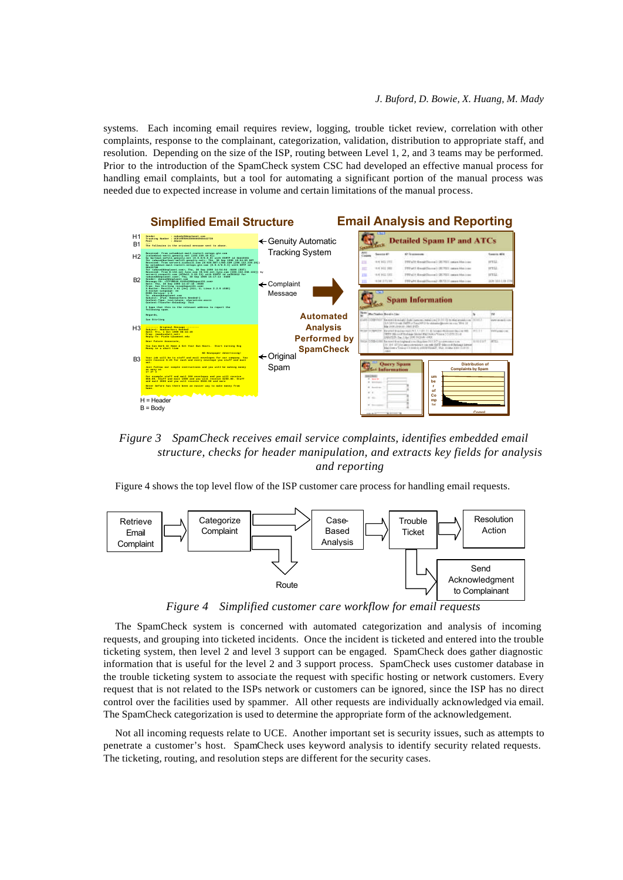systems. Each incoming email requires review, logging, trouble ticket review, correlation with other complaints, response to the complainant, categorization, validation, distribution to appropriate staff, and resolution. Depending on the size of the ISP, routing between Level 1, 2, and 3 teams may be performed. Prior to the introduction of the SpamCheck system CSC had developed an effective manual process for handling email complaints, but a tool for automating a significant portion of the manual process was needed due to expected increase in volume and certain limitations of the manual process.

*Figure 3 SpamCheck receives email service complaints, identifies embedded email structure, checks for header manipulation, and extracts key fields for analysis and reporting*

Figure 4 shows the top level flow of the ISP customer care process for handling email requests.

*Figure 4 Simplified customer care workflow for email requests*

The SpamCheck system is concerned with automated categorization and analysis of incoming requests, and grouping into ticketed incidents. Once the incident is ticketed and entered into the trouble ticketing system, then level 2 and level 3 support can be engaged. SpamCheck does gather diagnostic information that is useful for the level 2 and 3 support process. SpamCheck uses customer database in the trouble ticketing system to associate the request with specific hosting or network customers. Every request that is not related to the ISPs network or customers can be ignored, since the ISP has no direct control over the facilities used by spammer. All other requests are individually acknowledged via email. The SpamCheck categorization is used to determine the appropriate form of the acknowledgement.

Not all incoming requests relate to UCE. Another important set is security issues, such as attempts to penetrate a customer's host. SpamCheck uses keyword analysis to identify security related requests. The ticketing, routing, and resolution steps are different for the security cases.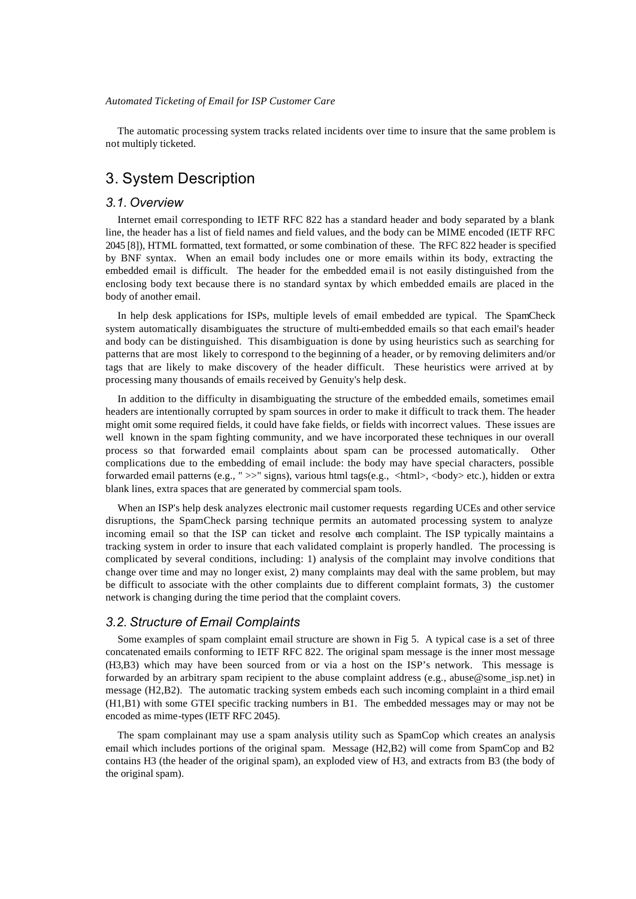The automatic processing system tracks related incidents over time to insure that the same problem is not multiply ticketed.

# 3. System Description

## 3.1. Overview

Internet email corresponding to IETF RFC 822 has a standard header and body separated by a blank line, the header has a list of field names and field values, and the body can be MIME encoded (IETF RFC 2045 [8]), HTML formatted, text formatted, or some combination of these. The RFC 822 header is specified by BNF syntax. When an email body includes one or more emails within its body, extracting the embedded email is difficult. The header for the embedded email is not easily distinguished from the enclosing body text because there is no standard syntax by which embedded emails are placed in the body of another email.

In help desk applications for ISPs, multiple levels of email embedded are typical. The SpamCheck system automatically disambiguates the structure of multi-embedded emails so that each email's header and body can be distinguished. This disambiguation is done by using heuristics such as searching for patterns that are most likely to correspond to the beginning of a header, or by removing delimiters and/or tags that are likely to make discovery of the header difficult. These heuristics were arrived at by processing many thousands of emails received by Genuity's help desk.

In addition to the difficulty in disambiguating the structure of the embedded emails, sometimes email headers are intentionally corrupted by spam sources in order to make it difficult to track them. The header might omit some required fields, it could have fake fields, or fields with incorrect values. These issues are well known in the spam fighting community, and we have incorporated these techniques in our overall process so that forwarded email complaints about spam can be processed automatically. Other complications due to the embedding of email include: the body may have special characters, possible forwarded email patterns (e.g., " >>" signs), various html tags(e.g., <html>, <body> etc.), hidden or extra blank lines, extra spaces that are generated by commercial spam tools.

When an ISP's help desk analyzes electronic mail customer requests regarding UCEs and other service disruptions, the SpamCheck parsing technique permits an automated processing system to analyze incoming email so that the ISP can ticket and resolve each complaint. The ISP typically maintains a tracking system in order to insure that each validated complaint is properly handled. The processing is complicated by several conditions, including: 1) analysis of the complaint may involve conditions that change over time and may no longer exist, 2) many complaints may deal with the same problem, but may be difficult to associate with the other complaints due to different complaint formats, 3) the customer network is changing during the time period that the complaint covers.

## 3.2. Structure of Email Complaints

Some examples of spam complaint email structure are shown in Fig 5. A typical case is a set of three concatenated emails conforming to IETF RFC 822. The original spam message is the inner most message (H3,B3) which may have been sourced from or via a host on the ISP's network. This message is forwarded by an arbitrary spam recipient to the abuse complaint address (e.g., abuse@some_isp.net) in message (H2,B2). The automatic tracking system embeds each such incoming complaint in a third email (H1,B1) with some GTEI specific tracking numbers in B1. The embedded messages may or may not be encoded as mime-types (IETF RFC 2045).

The spam complainant may use a spam analysis utility such as SpamCop which creates an analysis email which includes portions of the original spam. Message (H2,B2) will come from SpamCop and B2 contains H3 (the header of the original spam), an exploded view of H3, and extracts from B3 (the body of the original spam).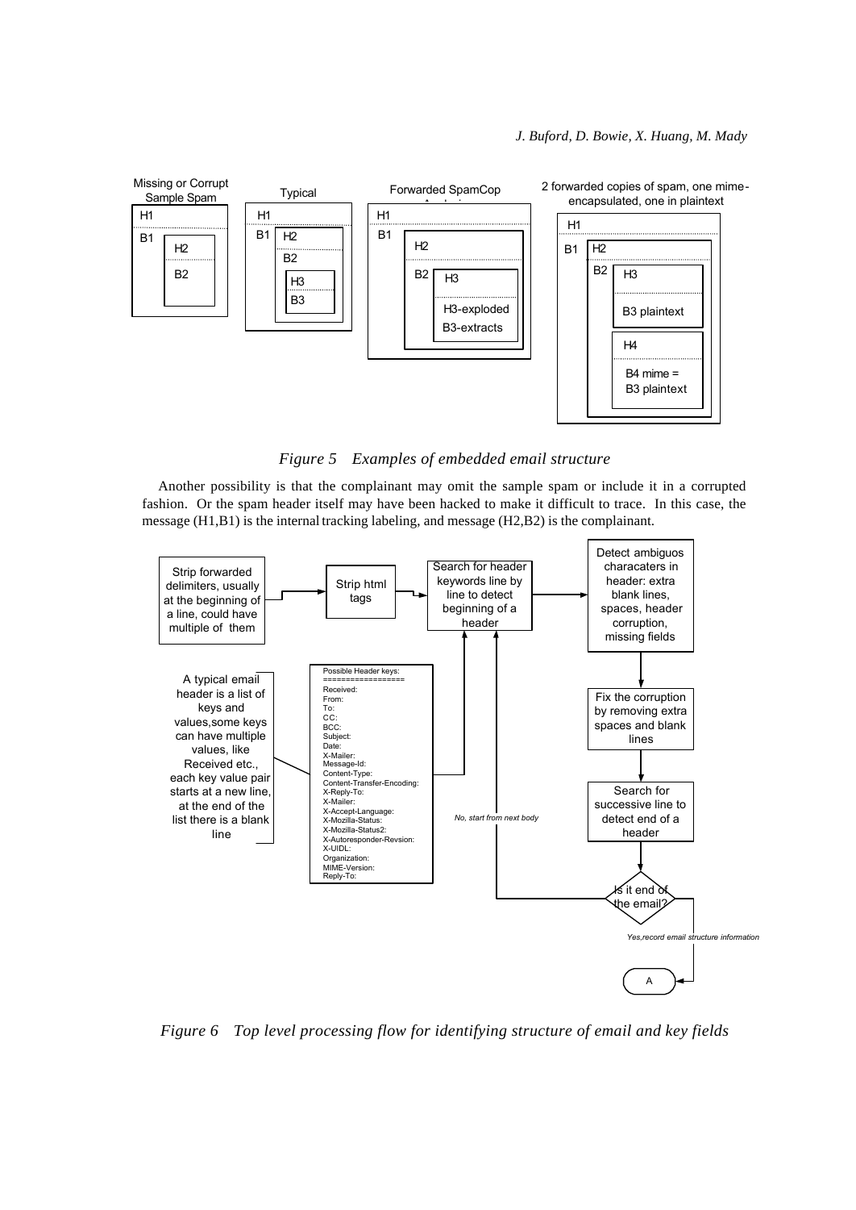Missing or Corrupt Sample Spam

Typical

Forwarded SpamCop Analysis

2 forwarded copies of spam, one mime-encapsulated, one in plaintext

*Figure 5 Examples of embedded email structure*

Another possibility is that the complainant may omit the sample spam or include it in a corrupted fashion. Or the spam header itself may have been hacked to make it difficult to trace. In this case, the message (H1,B1) is the internal tracking labeling, and message (H2,B2) is the complainant.

Possible Header keys:

- Received:
- From:
- To:
- CC:
- BCC:
- Subject:
- Date:
- X-Mailer:
- Message-Id:
- Content-Type:
- Content-Transfer-Encoding:
- X-Reply-To:
- X-Mailer:
- X-Accept-Language:
- X-Mozilla-Status:
- X-Mozilla-Status2:
- X-Autoresponder-Revsion:
- X-UIDL:
- Organization:
- MIME-Version:
- Reply-To:

*Figure 6 Top level processing flow for identifying structure of email and key fields*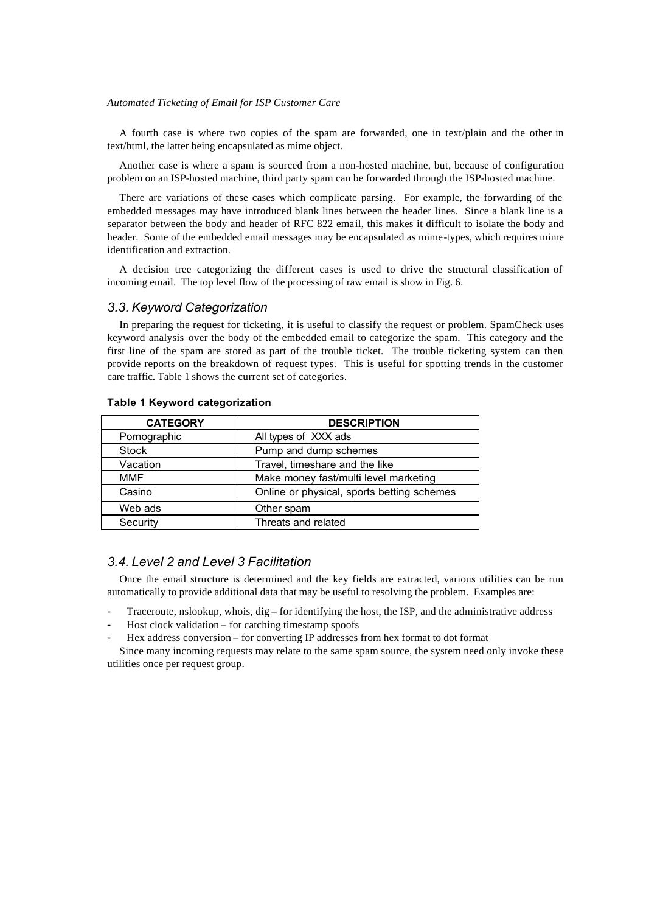A fourth case is where two copies of the spam are forwarded, one in text/plain and the other in text/html, the latter being encapsulated as mime object.

Another case is where a spam is sourced from a non-hosted machine, but, because of configuration problem on an ISP-hosted machine, third party spam can be forwarded through the ISP-hosted machine.

There are variations of these cases which complicate parsing. For example, the forwarding of the embedded messages may have introduced blank lines between the header lines. Since a blank line is a separator between the body and header of RFC 822 email, this makes it difficult to isolate the body and header. Some of the embedded email messages may be encapsulated as mime-types, which requires mime identification and extraction.

A decision tree categorizing the different cases is used to drive the structural classification of incoming email. The top level flow of the processing of raw email is show in Fig. 6.

### 3.3. Keyword Categorization

In preparing the request for ticketing, it is useful to classify the request or problem. SpamCheck uses keyword analysis over the body of the embedded email to categorize the spam. This category and the first line of the spam are stored as part of the trouble ticket. The trouble ticketing system can then provide reports on the breakdown of request types. This is useful for spotting trends in the customer care traffic. Table 1 shows the current set of categories.

**Table 1 Keyword categorization**

| CATEGORY | DESCRIPTION |
|---|---|
| Pornographic | All types of XXX ads |
| Stock | Pump and dump schemes |
| Vacation | Travel, timeshare and the like |
| MMF | Make money fast/multi level marketing |
| Casino | Online or physical, sports betting schemes |
| Web ads | Other spam |
| Security | Threats and related |

### 3.4. Level 2 and Level 3 Facilitation

Once the email structure is determined and the key fields are extracted, various utilities can be run automatically to provide additional data that may be useful to resolving the problem. Examples are:

- Traceroute, nslookup, whois, dig – for identifying the host, the ISP, and the administrative address
- Host clock validation – for catching timestamp spoofs
- Hex address conversion – for converting IP addresses from hex format to dot format

Since many incoming requests may relate to the same spam source, the system need only invoke these utilities once per request group.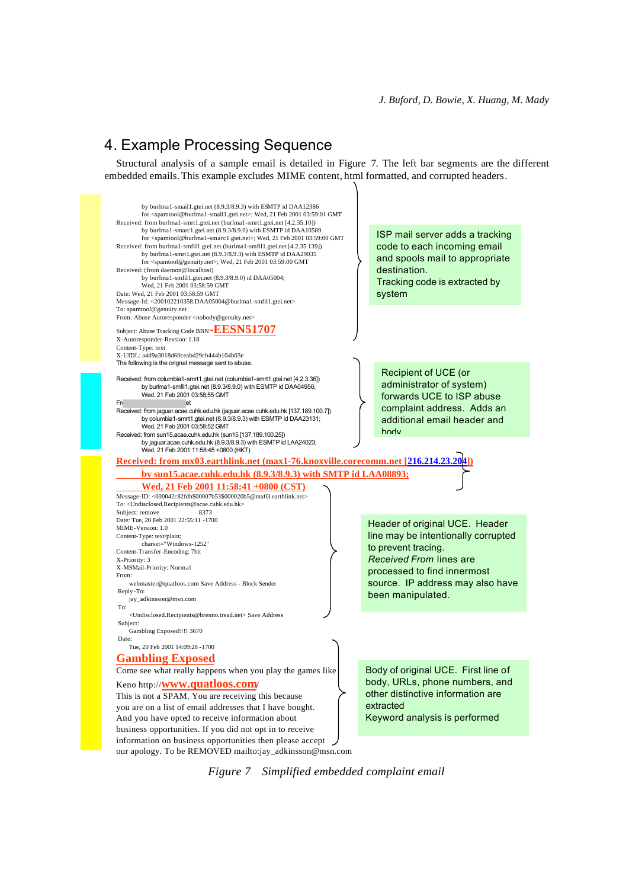## 4. Example Processing Sequence

Structural analysis of a sample email is detailed in Figure 7. The left bar segments are the different embedded emails. This example excludes MIME content, html formatted, and corrupted headers.

```
        by burlma1-smail1.gtei.net (8.9.3/8.9.3) with ESMTP id DAA12386
        for <spamtool@burlma1-smail1.gtei.net>; Wed, 21 Feb 2001 03:59:01 GMT
Received: from burlma1-smrt1.gtei.net (burlma1-smrt1.gtei.net [4.2.35.10])
        by burlma1-smarc1.gtei.net (8.9.3/8.9.0) with ESMTP id DAA10589
        for <spamtool@burlma1-smarc1.gtei.net>; Wed, 21 Feb 2001 03:59:00 GMT
Received: from burlma1-smfil1.gtei.net (burlma1-smfil1.gtei.net [4.2.35.139])
        by burlma1-smrt1.gtei.net (8.9.3/8.9.3) with ESMTP id DAA29035
        for <spamtool@genuity.net>; Wed, 21 Feb 2001 03:59:00 GMT
Received: (from daemon@localhost)
        by burlma1-smfil1.gtei.net (8.9.3/8.9.0) id DAA05004;
        Wed, 21 Feb 2001 03:58:59 GMT
Date: Wed, 21 Feb 2001 03:58:59 GMT
Message-Id: <200102210358.DAA05004@burlma1-smfil1.gtei.net>
To: spamtool@genuity.net
From: Abuse Autoresponder <nobody@genuity.net>
Subject: Abuse Tracking Code BBN-EESN51707
X-Autoresponder-Revsion: 1.18
Content-Type: text
X-UIDL: a4d9a3018d60ceabd29cb444b104b03e
The following is the orignal message sent to abuse.
```

ISP mail server adds a tracking code to each incoming email and spools mail to appropriate destination. Tracking code is extracted by system

```
Received: from columbia1-smrt1.gtei.net (columbia1-smrt1.gtei.net [4.2.3.36])
        by burlma1-smfil1.gtei.net (8.9.3/8.9.0) with ESMTP id DAA04956;
        Wed, 21 Feb 2001 03:58:55 GMT
Fr                          et
Received: from jaguar.acae.cuhk.edu.hk (jaguar.acae.cuhk.edu.hk [137.189.100.7])
        by columbia1-smrt1.gtei.net (8.9.3/8.9.3) with ESMTP id DAA23131;
        Wed, 21 Feb 2001 03:58:52 GMT
Received: from sun15.acae.cuhk.edu.hk (sun15 [137.189.100.25])
        by jaguar.acae.cuhk.edu.hk (8.9.3/8.9.3) with ESMTP id LAA24023;
        Wed, 21 Feb 2001 11:58:45 +0800 (HKT)
```

Recipient of UCE (or administrator of system) forwards UCE to ISP abuse complaint address. Adds an additional email header and body

```
Received: from mx03.earthlink.net (max1-76.knoxville.corecomm.net [216.214.23.204])
        by sun15.acae.cuhk.edu.hk (8.9.3/8.9.3) with SMTP id LAA08893;
        Wed, 21 Feb 2001 11:58:41 +0800 (CST)
Message-ID: <000042c82fdb$00007b53$000020b5@mx03.earthlink.net>
To: <Undisclosed.Recipients@acae.cuhk.edu.hk>
Subject: remove                 8373
Date: Tue, 20 Feb 2001 22:55:11 -1700
MIME-Version: 1.0
Content-Type: text/plain;
        charset="Windows-1252"
Content-Transfer-Encoding: 7bit
X-Priority: 3
X-MSMail-Priority: Normal
From:
    webmaster@quatloos.com Save Address - Block Sender
Reply-To:
    jay_adkinsson@msn.com
To:
    <Undisclosed.Recipients@brenno.tread.net> Save Address
Subject:
    Gambling Exposed!!!! 3670
Date:
    Tue, 20 Feb 2001 14:09:28 -1700
```

Header of original UCE. Header line may be intentionally corrupted to prevent tracing. *Received From* lines are processed to find innermost source. IP address may also have been manipulated.

**Gambling Exposed**

Come see what really happens when you play the games like Keno http://**www.quatloos.com**/
This is not a SPAM. You are receiving this because you are on a list of email addresses that I have bought. And you have opted to receive information about business opportunities. If you did not opt in to receive information on business opportunities then please accept our apology. To be REMOVED mailto:jay_adkinsson@msn.com

Body of original UCE. First line of body, URLs, phone numbers, and other distinctive information are extracted
Keyword analysis is performed

*Figure 7 Simplified embedded complaint email*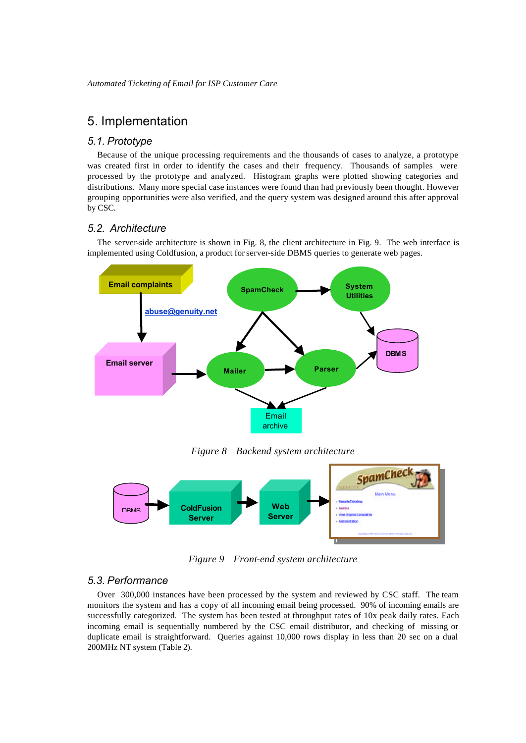## 5. Implementation

### 5.1. Prototype

Because of the unique processing requirements and the thousands of cases to analyze, a prototype was created first in order to identify the cases and their frequency. Thousands of samples were processed by the prototype and analyzed. Histogram graphs were plotted showing categories and distributions. Many more special case instances were found than had previously been thought. However grouping opportunities were also verified, and the query system was designed around this after approval by CSC.

### 5.2. Architecture

The server-side architecture is shown in Fig. 8, the client architecture in Fig. 9. The web interface is implemented using Coldfusion, a product for server-side DBMS queries to generate web pages.

*Figure 8 Backend system architecture*

*Figure 9 Front-end system architecture*

### 5.3. Performance

Over 300,000 instances have been processed by the system and reviewed by CSC staff. The team monitors the system and has a copy of all incoming email being processed. 90% of incoming emails are successfully categorized. The system has been tested at throughput rates of 10x peak daily rates. Each incoming email is sequentially numbered by the CSC email distributor, and checking of missing or duplicate email is straightforward. Queries against 10,000 rows display in less than 20 sec on a dual 200MHz NT system (Table 2).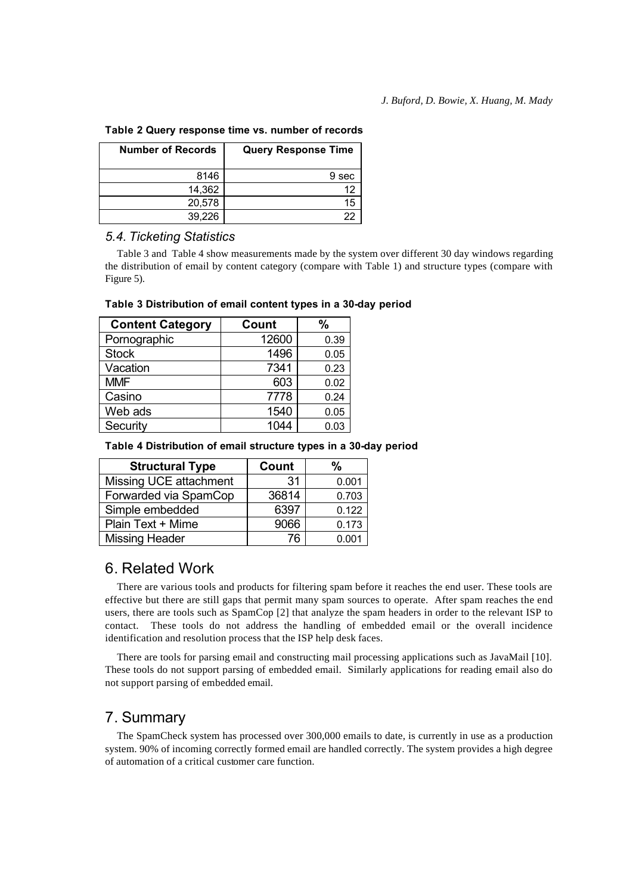**Table 2 Query response time vs. number of records**

| Number of Records | Query Response Time |
|---|---|
| 8146 | 9 sec |
| 14,362 | 12 |
| 20,578 | 15 |
| 39,226 | 22 |

### *5.4. Ticketing Statistics*

Table 3 and Table 4 show measurements made by the system over different 30 day windows regarding the distribution of email by content category (compare with Table 1) and structure types (compare with Figure 5).

**Table 3 Distribution of email content types in a 30-day period**

| Content Category | Count | % |
|---|---|---|
| Pornographic | 12600 | 0.39 |
| Stock | 1496 | 0.05 |
| Vacation | 7341 | 0.23 |
| MMF | 603 | 0.02 |
| Casino | 7778 | 0.24 |
| Web ads | 1540 | 0.05 |
| Security | 1044 | 0.03 |

**Table 4 Distribution of email structure types in a 30-day period**

| Structural Type | Count | % |
|---|---|---|
| Missing UCE attachment | 31 | 0.001 |
| Forwarded via SpamCop | 36814 | 0.703 |
| Simple embedded | 6397 | 0.122 |
| Plain Text + Mime | 9066 | 0.173 |
| Missing Header | 76 | 0.001 |

## 6. Related Work

There are various tools and products for filtering spam before it reaches the end user. These tools are effective but there are still gaps that permit many spam sources to operate. After spam reaches the end users, there are tools such as SpamCop [2] that analyze the spam headers in order to the relevant ISP to contact. These tools do not address the handling of embedded email or the overall incidence identification and resolution process that the ISP help desk faces.

There are tools for parsing email and constructing mail processing applications such as JavaMail [10]. These tools do not support parsing of embedded email. Similarly applications for reading email also do not support parsing of embedded email.

## 7. Summary

The SpamCheck system has processed over 300,000 emails to date, is currently in use as a production system. 90% of incoming correctly formed email are handled correctly. The system provides a high degree of automation of a critical customer care function.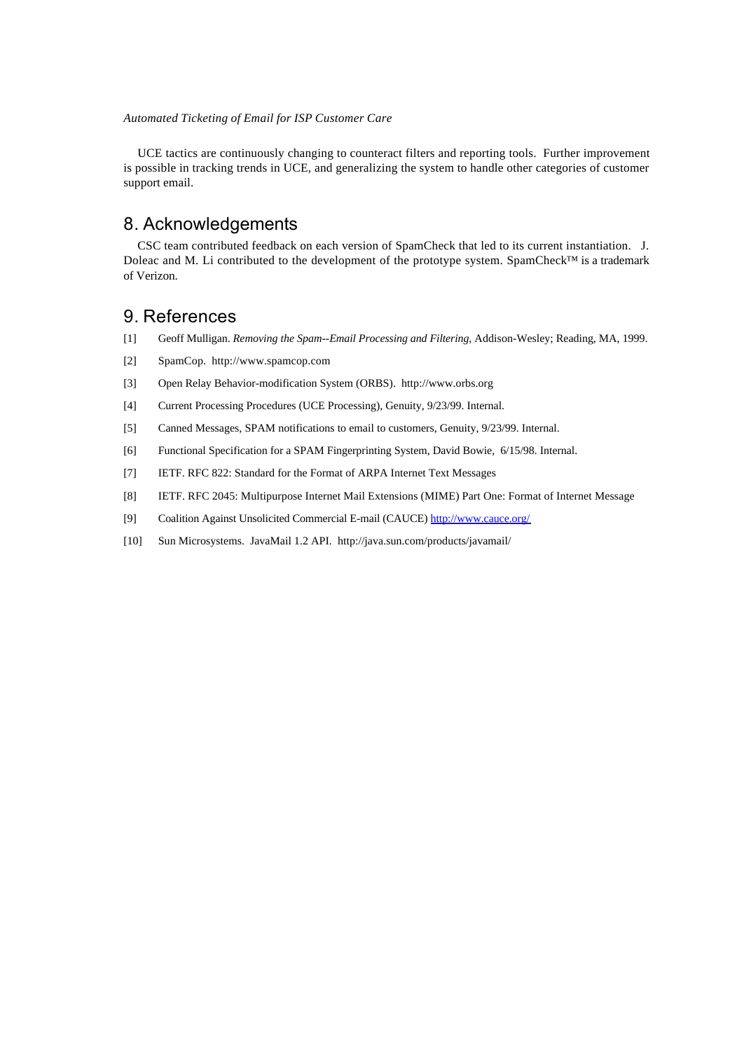UCE tactics are continuously changing to counteract filters and reporting tools. Further improvement is possible in tracking trends in UCE, and generalizing the system to handle other categories of customer support email.

## 8. Acknowledgements

CSC team contributed feedback on each version of SpamCheck that led to its current instantiation. J. Doleac and M. Li contributed to the development of the prototype system. SpamCheck™ is a trademark of Verizon.

## 9. References

[1] Geoff Mulligan. *Removing the Spam--Email Processing and Filtering*, Addison-Wesley; Reading, MA, 1999.

[2] SpamCop. http://www.spamcop.com

[3] Open Relay Behavior-modification System (ORBS). http://www.orbs.org

[4] Current Processing Procedures (UCE Processing), Genuity, 9/23/99. Internal.

[5] Canned Messages, SPAM notifications to email to customers, Genuity, 9/23/99. Internal.

[6] Functional Specification for a SPAM Fingerprinting System, David Bowie, 6/15/98. Internal.

[7] IETF. RFC 822: Standard for the Format of ARPA Internet Text Messages

[8] IETF. RFC 2045: Multipurpose Internet Mail Extensions (MIME) Part One: Format of Internet Message

[9] Coalition Against Unsolicited Commercial E-mail (CAUCE) http://www.cauce.org/

[10] Sun Microsystems. JavaMail 1.2 API. http://java.sun.com/products/javamail/